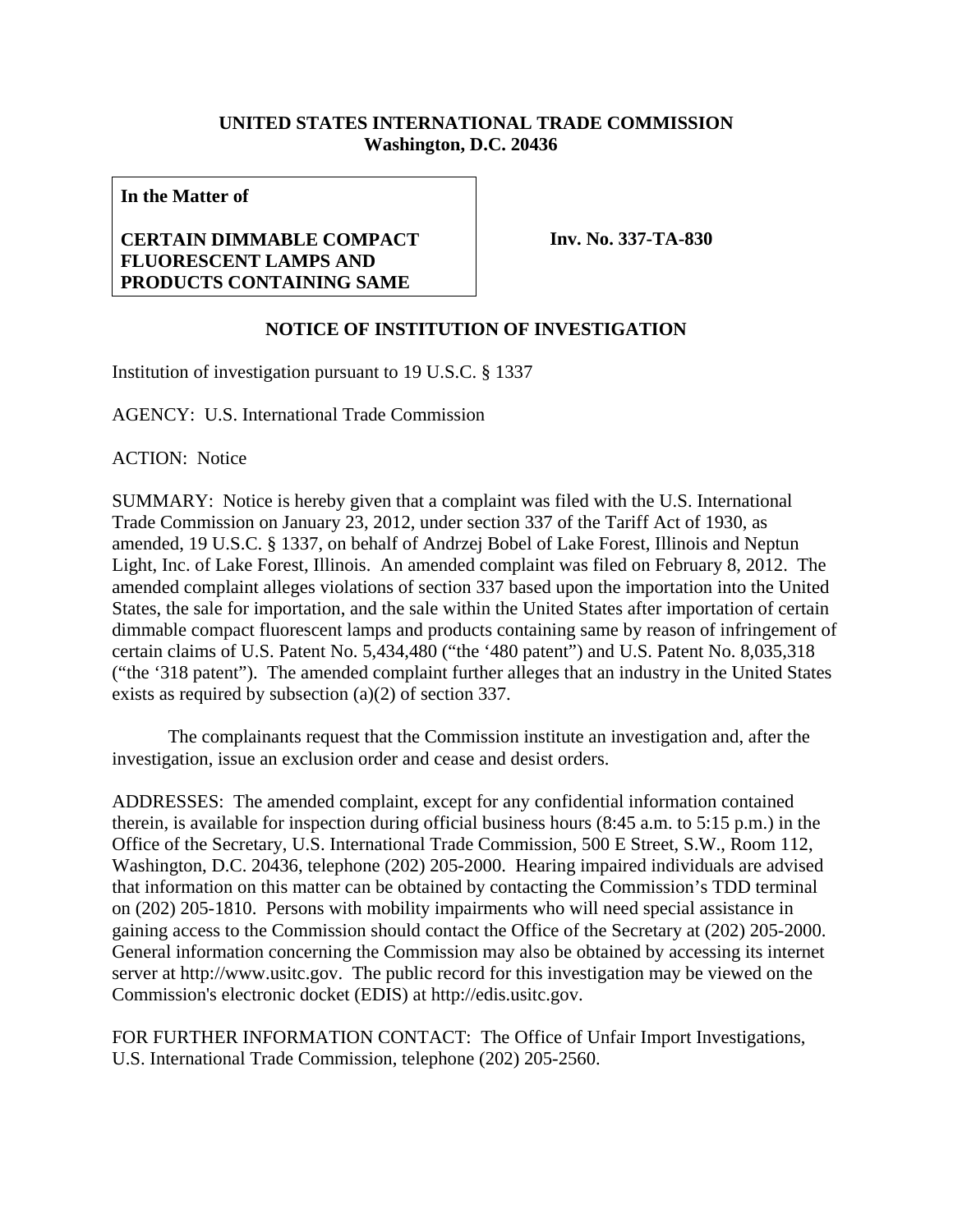**UNITED STATES INTERNATIONAL TRADE COMMISSION**
**Washington, D.C. 20436**

**In the Matter of**

**CERTAIN DIMMABLE COMPACT FLUORESCENT LAMPS AND PRODUCTS CONTAINING SAME**

**Inv. No. 337-TA-830**

## NOTICE OF INSTITUTION OF INVESTIGATION

Institution of investigation pursuant to 19 U.S.C. § 1337

AGENCY: U.S. International Trade Commission

ACTION: Notice

SUMMARY: Notice is hereby given that a complaint was filed with the U.S. International Trade Commission on January 23, 2012, under section 337 of the Tariff Act of 1930, as amended, 19 U.S.C. § 1337, on behalf of Andrzej Bobel of Lake Forest, Illinois and Neptun Light, Inc. of Lake Forest, Illinois. An amended complaint was filed on February 8, 2012. The amended complaint alleges violations of section 337 based upon the importation into the United States, the sale for importation, and the sale within the United States after importation of certain dimmable compact fluorescent lamps and products containing same by reason of infringement of certain claims of U.S. Patent No. 5,434,480 ("the '480 patent") and U.S. Patent No. 8,035,318 ("the '318 patent"). The amended complaint further alleges that an industry in the United States exists as required by subsection (a)(2) of section 337.

The complainants request that the Commission institute an investigation and, after the investigation, issue an exclusion order and cease and desist orders.

ADDRESSES: The amended complaint, except for any confidential information contained therein, is available for inspection during official business hours (8:45 a.m. to 5:15 p.m.) in the Office of the Secretary, U.S. International Trade Commission, 500 E Street, S.W., Room 112, Washington, D.C. 20436, telephone (202) 205-2000. Hearing impaired individuals are advised that information on this matter can be obtained by contacting the Commission's TDD terminal on (202) 205-1810. Persons with mobility impairments who will need special assistance in gaining access to the Commission should contact the Office of the Secretary at (202) 205-2000. General information concerning the Commission may also be obtained by accessing its internet server at http://www.usitc.gov. The public record for this investigation may be viewed on the Commission's electronic docket (EDIS) at http://edis.usitc.gov.

FOR FURTHER INFORMATION CONTACT: The Office of Unfair Import Investigations, U.S. International Trade Commission, telephone (202) 205-2560.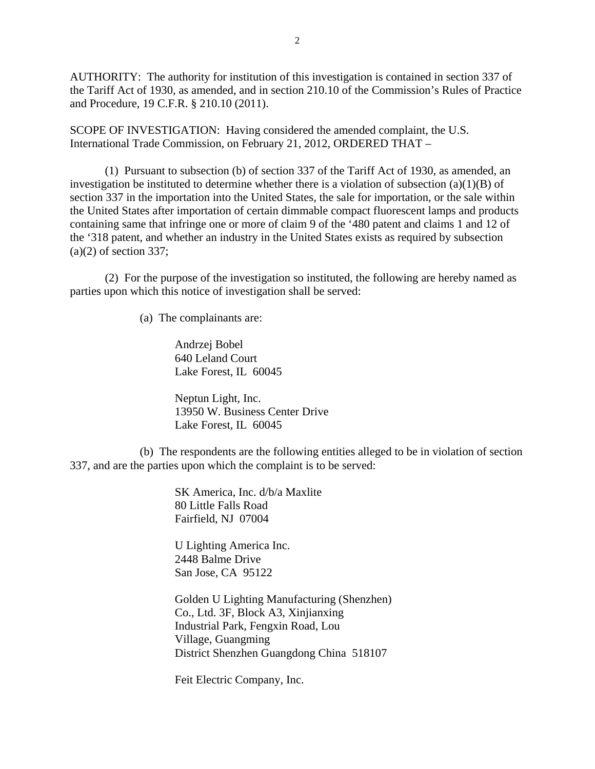AUTHORITY: The authority for institution of this investigation is contained in section 337 of the Tariff Act of 1930, as amended, and in section 210.10 of the Commission's Rules of Practice and Procedure, 19 C.F.R. § 210.10 (2011).

SCOPE OF INVESTIGATION: Having considered the amended complaint, the U.S. International Trade Commission, on February 21, 2012, ORDERED THAT –

(1) Pursuant to subsection (b) of section 337 of the Tariff Act of 1930, as amended, an investigation be instituted to determine whether there is a violation of subsection (a)(1)(B) of section 337 in the importation into the United States, the sale for importation, or the sale within the United States after importation of certain dimmable compact fluorescent lamps and products containing same that infringe one or more of claim 9 of the '480 patent and claims 1 and 12 of the '318 patent, and whether an industry in the United States exists as required by subsection (a)(2) of section 337;

(2) For the purpose of the investigation so instituted, the following are hereby named as parties upon which this notice of investigation shall be served:

(a) The complainants are:

Andrzej Bobel
640 Leland Court
Lake Forest, IL 60045

Neptun Light, Inc.
13950 W. Business Center Drive
Lake Forest, IL 60045

(b) The respondents are the following entities alleged to be in violation of section 337, and are the parties upon which the complaint is to be served:

SK America, Inc. d/b/a Maxlite
80 Little Falls Road
Fairfield, NJ 07004

U Lighting America Inc.
2448 Balme Drive
San Jose, CA 95122

Golden U Lighting Manufacturing (Shenzhen)
Co., Ltd. 3F, Block A3, Xinjianxing
Industrial Park, Fengxin Road, Lou
Village, Guangming
District Shenzhen Guangdong China 518107

Feit Electric Company, Inc.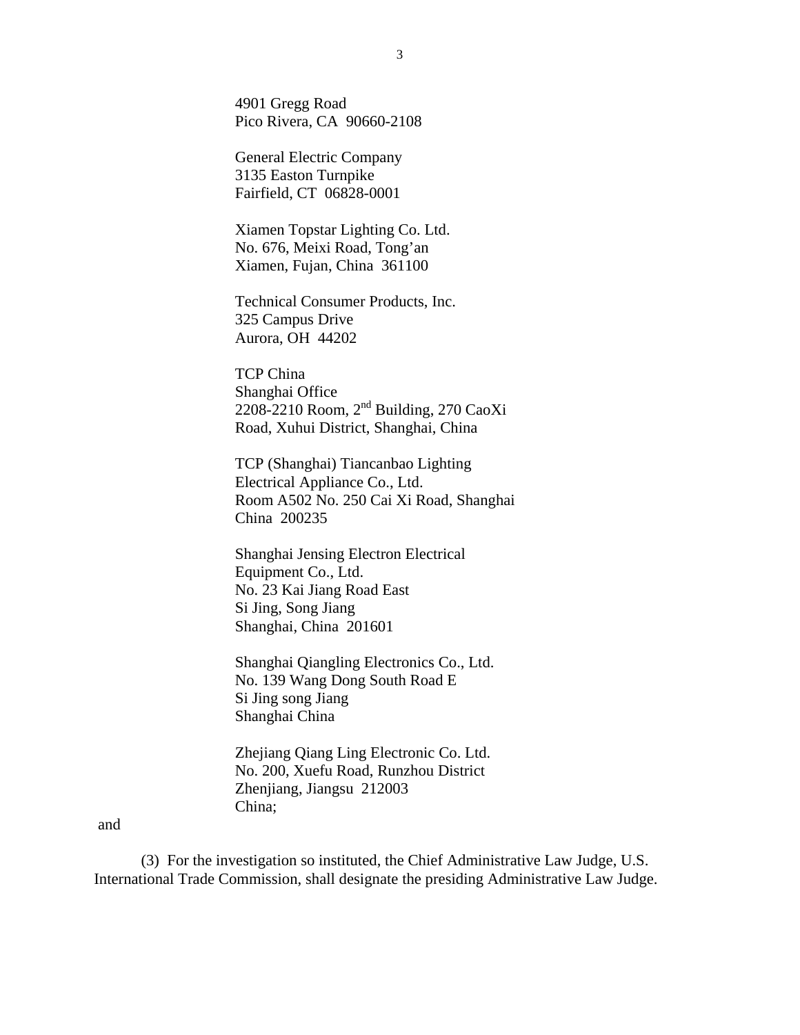4901 Gregg Road
Pico Rivera, CA 90660-2108

General Electric Company
3135 Easton Turnpike
Fairfield, CT 06828-0001

Xiamen Topstar Lighting Co. Ltd.
No. 676, Meixi Road, Tong'an
Xiamen, Fujan, China 361100

Technical Consumer Products, Inc.
325 Campus Drive
Aurora, OH 44202

TCP China
Shanghai Office
2208-2210 Room, 2nd Building, 270 CaoXi
Road, Xuhui District, Shanghai, China

TCP (Shanghai) Tiancanbao Lighting
Electrical Appliance Co., Ltd.
Room A502 No. 250 Cai Xi Road, Shanghai
China 200235

Shanghai Jensing Electron Electrical
Equipment Co., Ltd.
No. 23 Kai Jiang Road East
Si Jing, Song Jiang
Shanghai, China 201601

Shanghai Qiangling Electronics Co., Ltd.
No. 139 Wang Dong South Road E
Si Jing song Jiang
Shanghai China

Zhejiang Qiang Ling Electronic Co. Ltd.
No. 200, Xuefu Road, Runzhou District
Zhenjiang, Jiangsu 212003
China;

and

(3) For the investigation so instituted, the Chief Administrative Law Judge, U.S. International Trade Commission, shall designate the presiding Administrative Law Judge.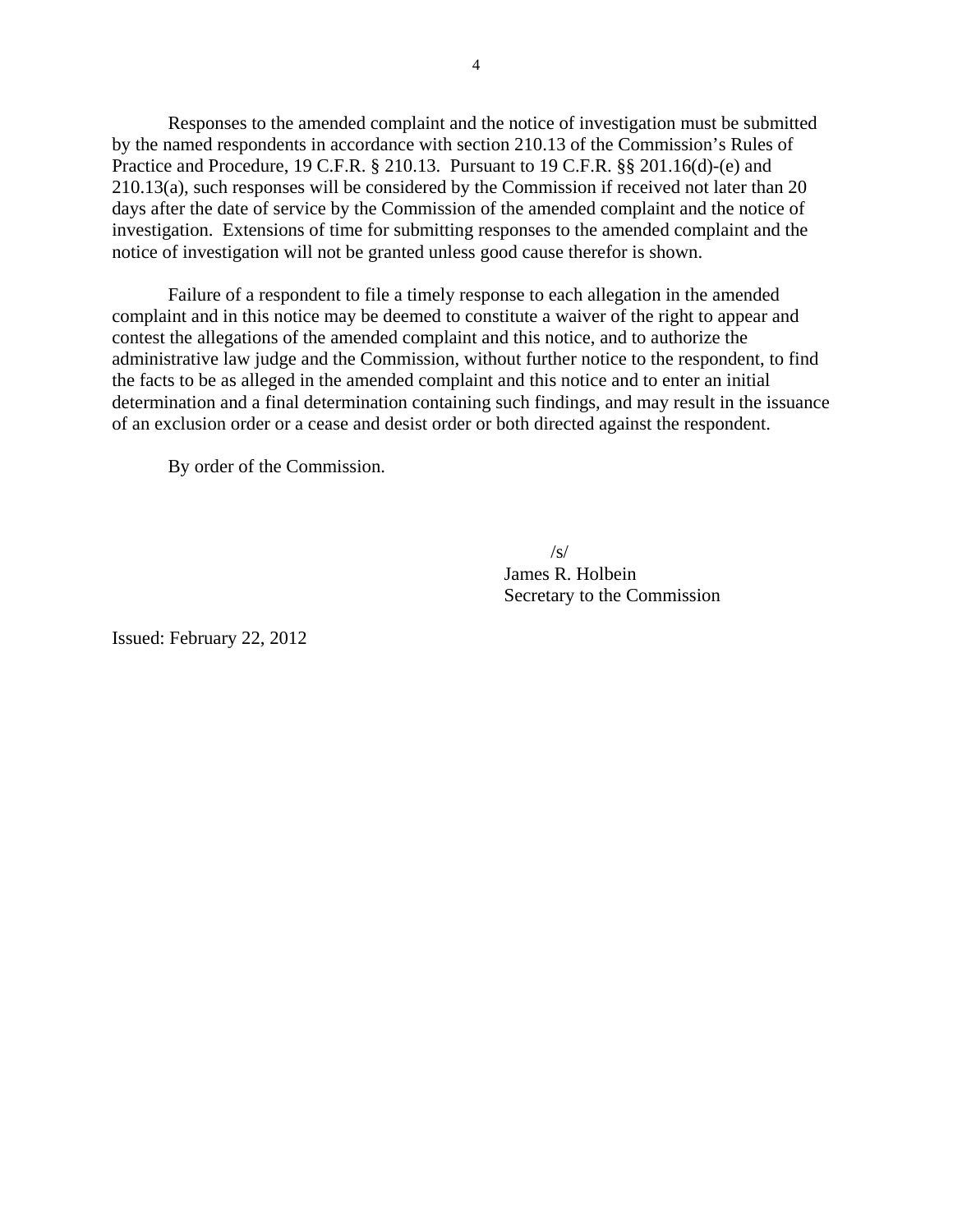Responses to the amended complaint and the notice of investigation must be submitted by the named respondents in accordance with section 210.13 of the Commission's Rules of Practice and Procedure, 19 C.F.R. § 210.13. Pursuant to 19 C.F.R. §§ 201.16(d)-(e) and 210.13(a), such responses will be considered by the Commission if received not later than 20 days after the date of service by the Commission of the amended complaint and the notice of investigation. Extensions of time for submitting responses to the amended complaint and the notice of investigation will not be granted unless good cause therefor is shown.

Failure of a respondent to file a timely response to each allegation in the amended complaint and in this notice may be deemed to constitute a waiver of the right to appear and contest the allegations of the amended complaint and this notice, and to authorize the administrative law judge and the Commission, without further notice to the respondent, to find the facts to be as alleged in the amended complaint and this notice and to enter an initial determination and a final determination containing such findings, and may result in the issuance of an exclusion order or a cease and desist order or both directed against the respondent.

By order of the Commission.

/s/
James R. Holbein
Secretary to the Commission

Issued: February 22, 2012